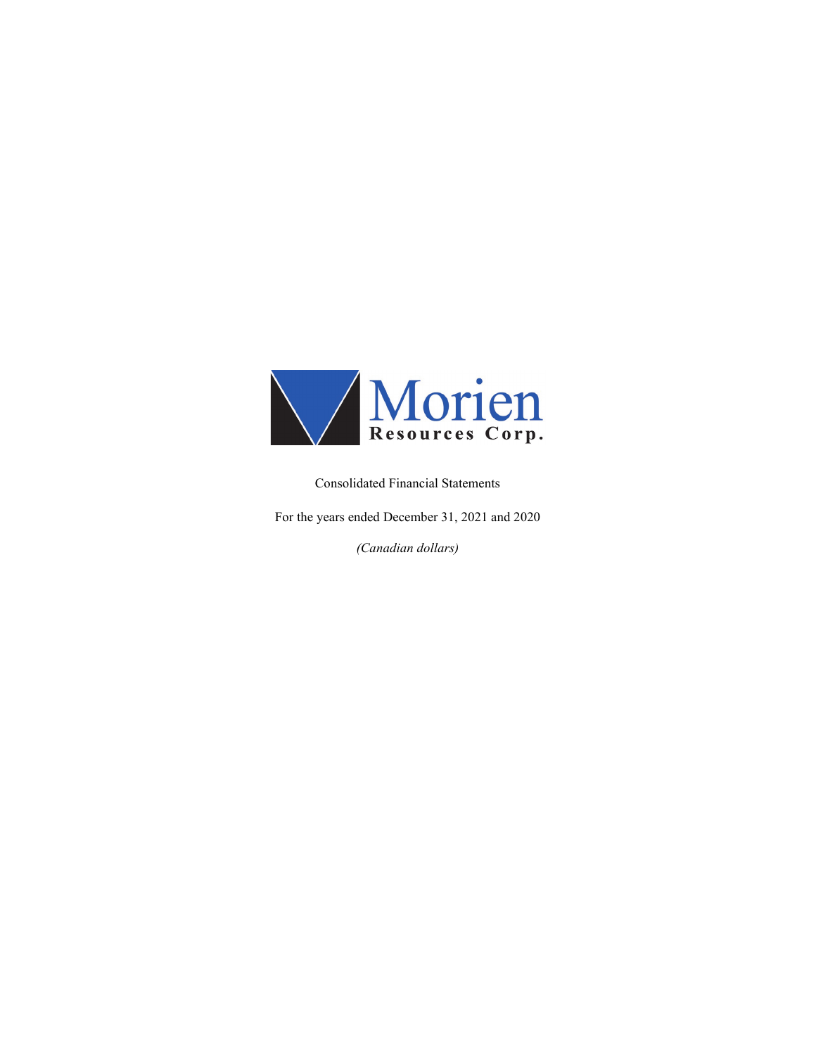Morien Resources Corp.

Consolidated Financial Statements

For the years ended December 31, 2021 and 2020

*(Canadian dollars)*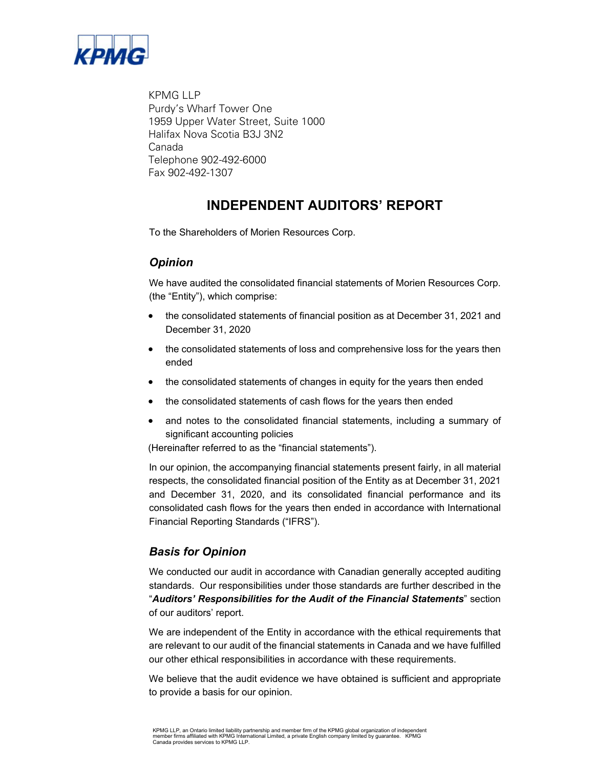KPMG LLP
Purdy's Wharf Tower One
1959 Upper Water Street, Suite 1000
Halifax Nova Scotia B3J 3N2
Canada
Telephone 902-492-6000
Fax 902-492-1307

# INDEPENDENT AUDITORS' REPORT

To the Shareholders of Morien Resources Corp.

## *Opinion*

We have audited the consolidated financial statements of Morien Resources Corp. (the "Entity"), which comprise:

- the consolidated statements of financial position as at December 31, 2021 and December 31, 2020
- the consolidated statements of loss and comprehensive loss for the years then ended
- the consolidated statements of changes in equity for the years then ended
- the consolidated statements of cash flows for the years then ended
- and notes to the consolidated financial statements, including a summary of significant accounting policies

(Hereinafter referred to as the "financial statements").

In our opinion, the accompanying financial statements present fairly, in all material respects, the consolidated financial position of the Entity as at December 31, 2021 and December 31, 2020, and its consolidated financial performance and its consolidated cash flows for the years then ended in accordance with International Financial Reporting Standards ("IFRS").

## *Basis for Opinion*

We conducted our audit in accordance with Canadian generally accepted auditing standards. Our responsibilities under those standards are further described in the "***Auditors' Responsibilities for the Audit of the Financial Statements***" section of our auditors' report.

We are independent of the Entity in accordance with the ethical requirements that are relevant to our audit of the financial statements in Canada and we have fulfilled our other ethical responsibilities in accordance with these requirements.

We believe that the audit evidence we have obtained is sufficient and appropriate to provide a basis for our opinion.

KPMG LLP, an Ontario limited liability partnership and member firm of the KPMG global organization of independent member firms affiliated with KPMG International Limited, a private English company limited by guarantee. KPMG Canada provides services to KPMG LLP.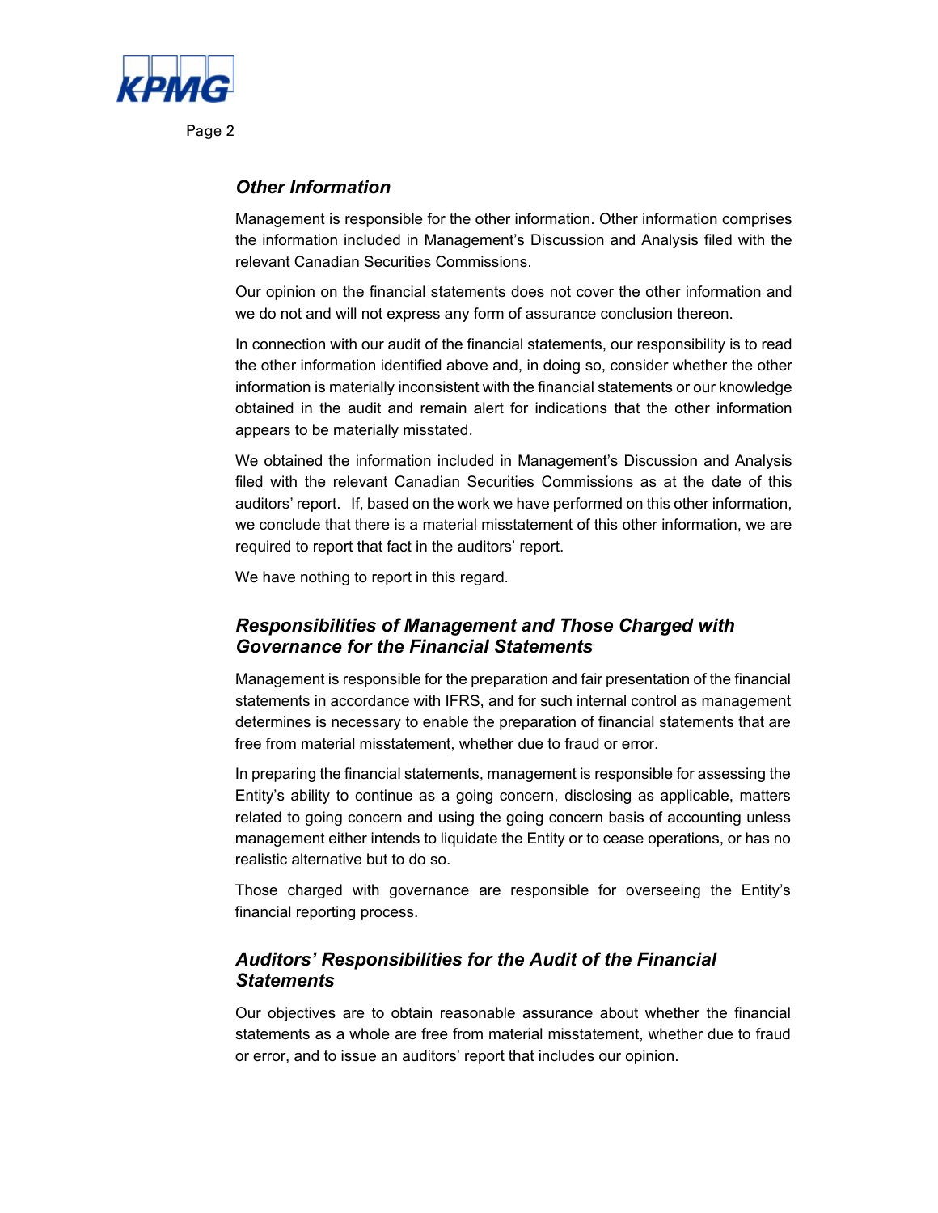## *Other Information*

Management is responsible for the other information. Other information comprises the information included in Management's Discussion and Analysis filed with the relevant Canadian Securities Commissions.

Our opinion on the financial statements does not cover the other information and we do not and will not express any form of assurance conclusion thereon.

In connection with our audit of the financial statements, our responsibility is to read the other information identified above and, in doing so, consider whether the other information is materially inconsistent with the financial statements or our knowledge obtained in the audit and remain alert for indications that the other information appears to be materially misstated.

We obtained the information included in Management's Discussion and Analysis filed with the relevant Canadian Securities Commissions as at the date of this auditors' report. If, based on the work we have performed on this other information, we conclude that there is a material misstatement of this other information, we are required to report that fact in the auditors' report.

We have nothing to report in this regard.

## *Responsibilities of Management and Those Charged with Governance for the Financial Statements*

Management is responsible for the preparation and fair presentation of the financial statements in accordance with IFRS, and for such internal control as management determines is necessary to enable the preparation of financial statements that are free from material misstatement, whether due to fraud or error.

In preparing the financial statements, management is responsible for assessing the Entity's ability to continue as a going concern, disclosing as applicable, matters related to going concern and using the going concern basis of accounting unless management either intends to liquidate the Entity or to cease operations, or has no realistic alternative but to do so.

Those charged with governance are responsible for overseeing the Entity's financial reporting process.

## *Auditors' Responsibilities for the Audit of the Financial Statements*

Our objectives are to obtain reasonable assurance about whether the financial statements as a whole are free from material misstatement, whether due to fraud or error, and to issue an auditors' report that includes our opinion.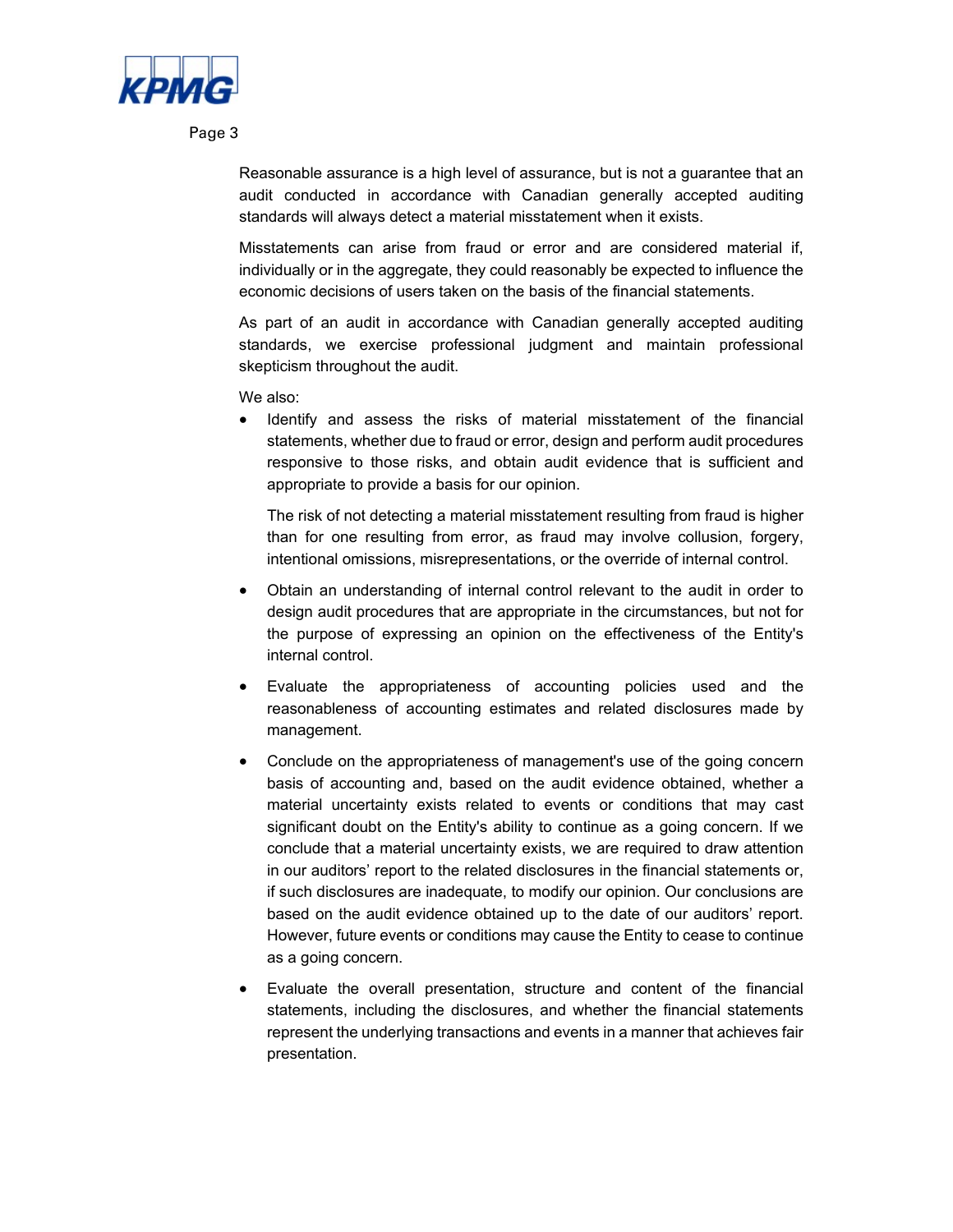Reasonable assurance is a high level of assurance, but is not a guarantee that an audit conducted in accordance with Canadian generally accepted auditing standards will always detect a material misstatement when it exists.

Misstatements can arise from fraud or error and are considered material if, individually or in the aggregate, they could reasonably be expected to influence the economic decisions of users taken on the basis of the financial statements.

As part of an audit in accordance with Canadian generally accepted auditing standards, we exercise professional judgment and maintain professional skepticism throughout the audit.

We also:

- Identify and assess the risks of material misstatement of the financial statements, whether due to fraud or error, design and perform audit procedures responsive to those risks, and obtain audit evidence that is sufficient and appropriate to provide a basis for our opinion.

  The risk of not detecting a material misstatement resulting from fraud is higher than for one resulting from error, as fraud may involve collusion, forgery, intentional omissions, misrepresentations, or the override of internal control.

- Obtain an understanding of internal control relevant to the audit in order to design audit procedures that are appropriate in the circumstances, but not for the purpose of expressing an opinion on the effectiveness of the Entity's internal control.

- Evaluate the appropriateness of accounting policies used and the reasonableness of accounting estimates and related disclosures made by management.

- Conclude on the appropriateness of management's use of the going concern basis of accounting and, based on the audit evidence obtained, whether a material uncertainty exists related to events or conditions that may cast significant doubt on the Entity's ability to continue as a going concern. If we conclude that a material uncertainty exists, we are required to draw attention in our auditors' report to the related disclosures in the financial statements or, if such disclosures are inadequate, to modify our opinion. Our conclusions are based on the audit evidence obtained up to the date of our auditors' report. However, future events or conditions may cause the Entity to cease to continue as a going concern.

- Evaluate the overall presentation, structure and content of the financial statements, including the disclosures, and whether the financial statements represent the underlying transactions and events in a manner that achieves fair presentation.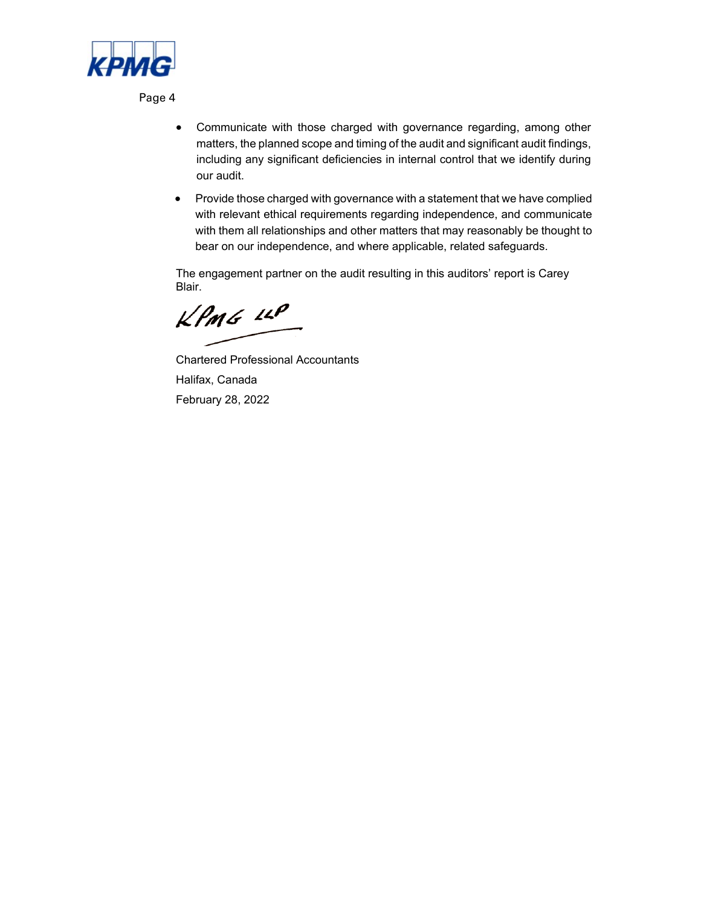- Communicate with those charged with governance regarding, among other matters, the planned scope and timing of the audit and significant audit findings, including any significant deficiencies in internal control that we identify during our audit.
- Provide those charged with governance with a statement that we have complied with relevant ethical requirements regarding independence, and communicate with them all relationships and other matters that may reasonably be thought to bear on our independence, and where applicable, related safeguards.

The engagement partner on the audit resulting in this auditors' report is Carey Blair.

KPMG LLP

Chartered Professional Accountants

Halifax, Canada

February 28, 2022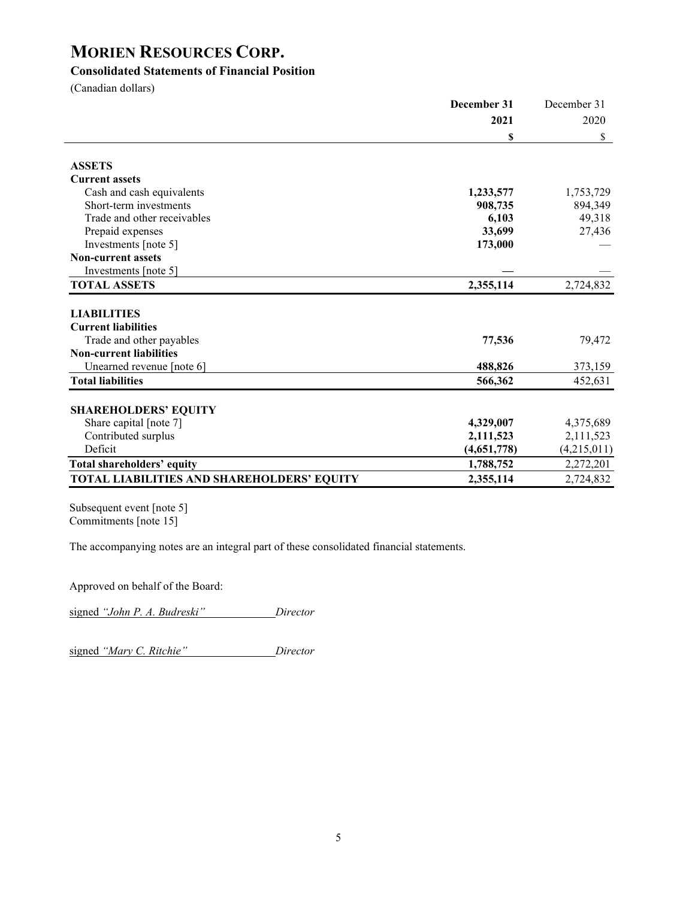# MORIEN RESOURCES CORP.

## Consolidated Statements of Financial Position

(Canadian dollars)

| | **December 31 2021 $** | December 31 2020 $ |
|---|---|---|
| **ASSETS** | | |
| **Current assets** | | |
| Cash and cash equivalents | **1,233,577** | 1,753,729 |
| Short-term investments | **908,735** | 894,349 |
| Trade and other receivables | **6,103** | 49,318 |
| Prepaid expenses | **33,699** | 27,436 |
| Investments [note 5] | **173,000** | — |
| **Non-current assets** | | |
| Investments [note 5] | **—** | — |
| **TOTAL ASSETS** | **2,355,114** | 2,724,832 |
| **LIABILITIES** | | |
| **Current liabilities** | | |
| Trade and other payables | **77,536** | 79,472 |
| **Non-current liabilities** | | |
| Unearned revenue [note 6] | **488,826** | 373,159 |
| **Total liabilities** | **566,362** | 452,631 |
| **SHAREHOLDERS' EQUITY** | | |
| Share capital [note 7] | **4,329,007** | 4,375,689 |
| Contributed surplus | **2,111,523** | 2,111,523 |
| Deficit | **(4,651,778)** | (4,215,011) |
| **Total shareholders' equity** | **1,788,752** | 2,272,201 |
| **TOTAL LIABILITIES AND SHAREHOLDERS' EQUITY** | **2,355,114** | 2,724,832 |

Subsequent event [note 5]
Commitments [note 15]

The accompanying notes are an integral part of these consolidated financial statements.

Approved on behalf of the Board:

signed *"John P. A. Budreski"* *Director*

signed *"Mary C. Ritchie"* *Director*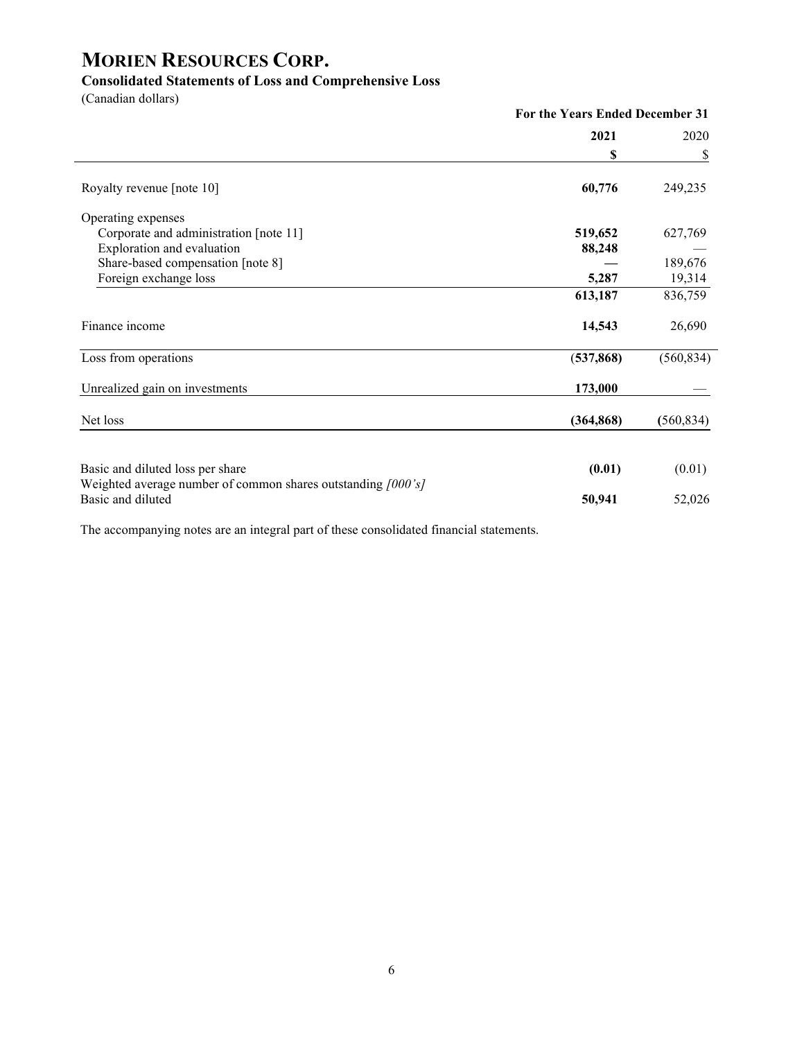# MORIEN RESOURCES CORP.

## Consolidated Statements of Loss and Comprehensive Loss

(Canadian dollars)

| | For the Years Ended December 31 | |
|---|---|---|
| | **2021** | 2020 |
| | **$** | $ |
| Royalty revenue [note 10] | **60,776** | 249,235 |
| Operating expenses | | |
| Corporate and administration [note 11] | **519,652** | 627,769 |
| Exploration and evaluation | **88,248** | — |
| Share-based compensation [note 8] | **—** | 189,676 |
| Foreign exchange loss | **5,287** | 19,314 |
| | **613,187** | 836,759 |
| Finance income | **14,543** | 26,690 |
| Loss from operations | **(537,868)** | (560,834) |
| Unrealized gain on investments | **173,000** | — |
| Net loss | **(364,868)** | **(560,834)** |
| Basic and diluted loss per share | **(0.01)** | (0.01) |
| Weighted average number of common shares outstanding *[000's]* | | |
| Basic and diluted | **50,941** | 52,026 |

The accompanying notes are an integral part of these consolidated financial statements.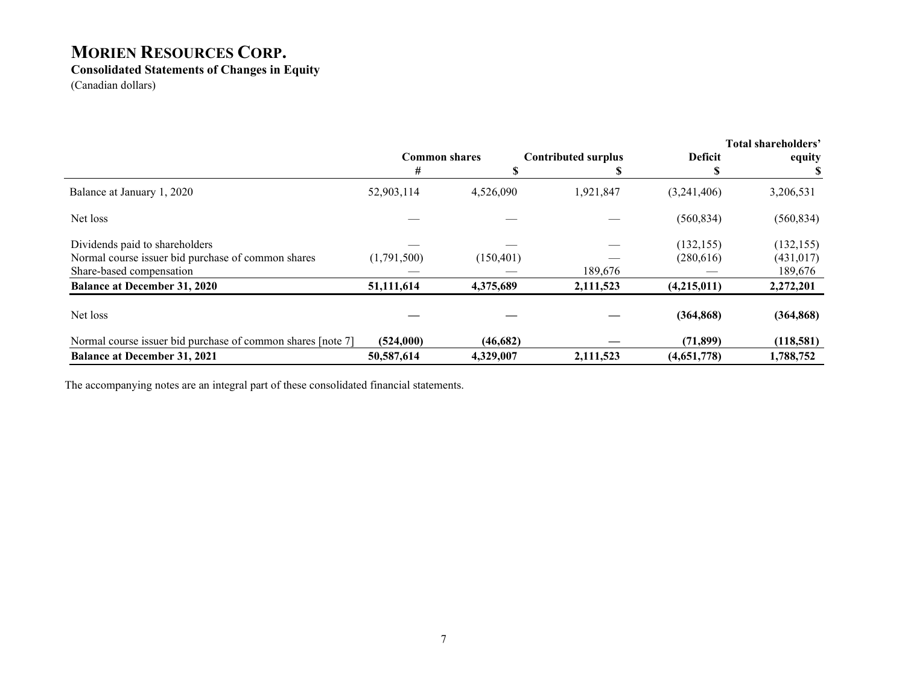# MORIEN RESOURCES CORP.

**Consolidated Statements of Changes in Equity**

(Canadian dollars)

| | Common shares | | Contributed surplus | Deficit | Total shareholders' equity |
|---|---|---|---|---|---|
| | # | $ | $ | $ | $ |
| Balance at January 1, 2020 | 52,903,114 | 4,526,090 | 1,921,847 | (3,241,406) | 3,206,531 |
| Net loss | — | — | — | (560,834) | (560,834) |
| Dividends paid to shareholders | — | — | — | (132,155) | (132,155) |
| Normal course issuer bid purchase of common shares | (1,791,500) | (150,401) | — | (280,616) | (431,017) |
| Share-based compensation | — | — | 189,676 | — | 189,676 |
| **Balance at December 31, 2020** | **51,111,614** | **4,375,689** | **2,111,523** | **(4,215,011)** | **2,272,201** |
| Net loss | **—** | **—** | **—** | **(364,868)** | **(364,868)** |
| Normal course issuer bid purchase of common shares [note 7] | **(524,000)** | **(46,682)** | **—** | **(71,899)** | **(118,581)** |
| **Balance at December 31, 2021** | **50,587,614** | **4,329,007** | **2,111,523** | **(4,651,778)** | **1,788,752** |

The accompanying notes are an integral part of these consolidated financial statements.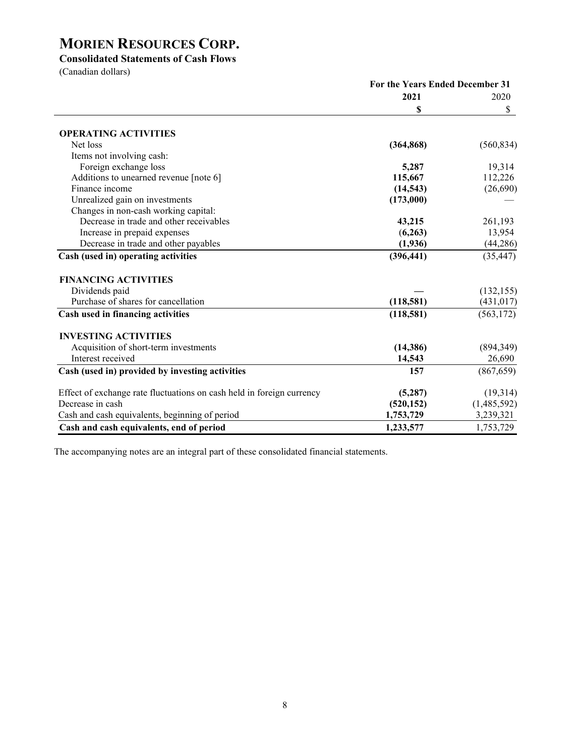# MORIEN RESOURCES CORP.

**Consolidated Statements of Cash Flows**

(Canadian dollars)

| | For the Years Ended December 31 | |
|---|---|---|
| | **2021** | 2020 |
| | **$** | $ |
| **OPERATING ACTIVITIES** | | |
| Net loss | **(364,868)** | (560,834) |
| Items not involving cash: | | |
| Foreign exchange loss | **5,287** | 19,314 |
| Additions to unearned revenue [note 6] | **115,667** | 112,226 |
| Finance income | **(14,543)** | (26,690) |
| Unrealized gain on investments | **(173,000)** | — |
| Changes in non-cash working capital: | | |
| Decrease in trade and other receivables | **43,215** | 261,193 |
| Increase in prepaid expenses | **(6,263)** | 13,954 |
| Decrease in trade and other payables | **(1,936)** | (44,286) |
| **Cash (used in) operating activities** | **(396,441)** | (35,447) |
| **FINANCING ACTIVITIES** | | |
| Dividends paid | — | (132,155) |
| Purchase of shares for cancellation | **(118,581)** | (431,017) |
| **Cash used in financing activities** | **(118,581)** | (563,172) |
| **INVESTING ACTIVITIES** | | |
| Acquisition of short-term investments | **(14,386)** | (894,349) |
| Interest received | **14,543** | 26,690 |
| **Cash (used in) provided by investing activities** | **157** | (867,659) |
| Effect of exchange rate fluctuations on cash held in foreign currency | **(5,287)** | (19,314) |
| Decrease in cash | **(520,152)** | (1,485,592) |
| Cash and cash equivalents, beginning of period | **1,753,729** | 3,239,321 |
| **Cash and cash equivalents, end of period** | **1,233,577** | 1,753,729 |

The accompanying notes are an integral part of these consolidated financial statements.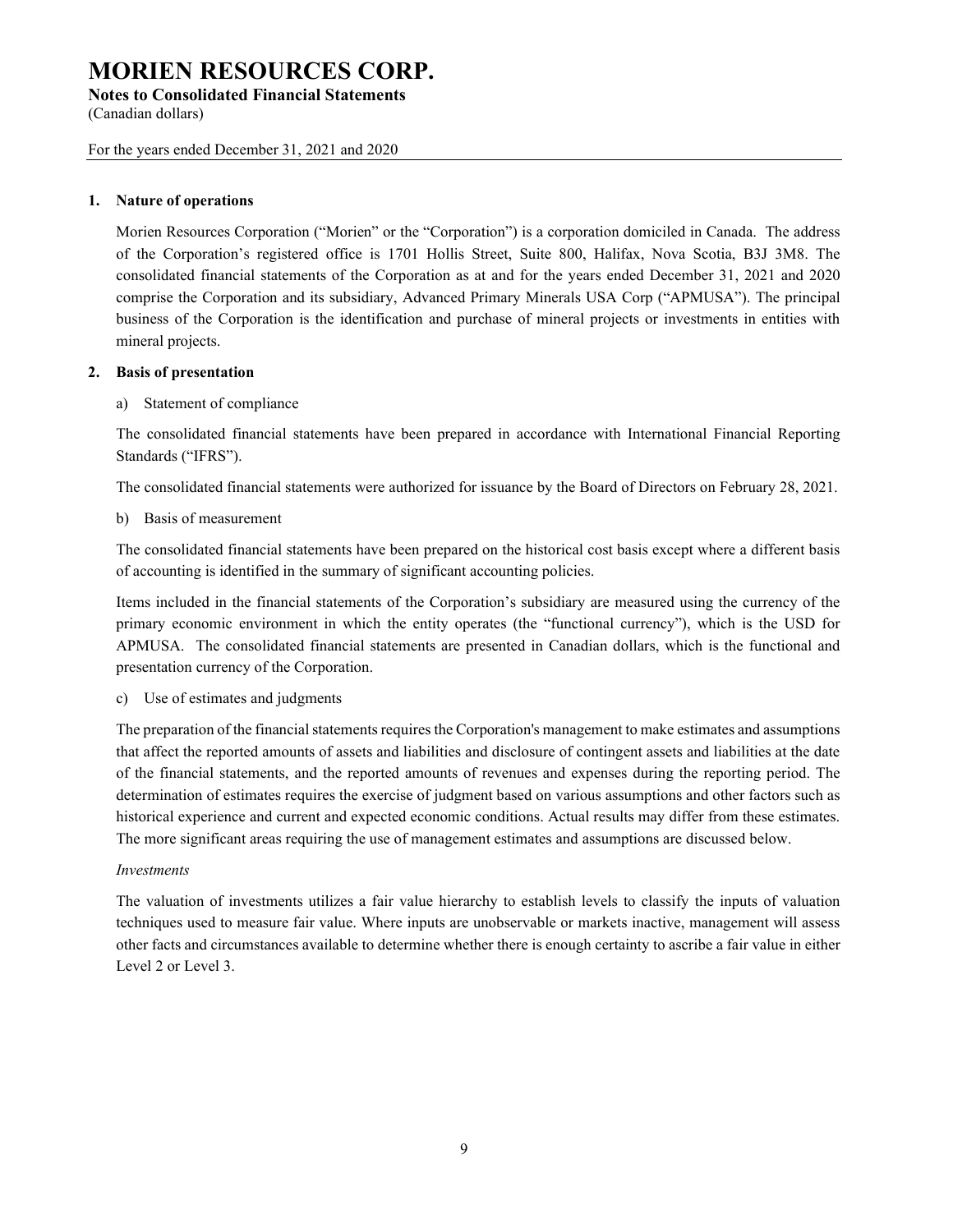# MORIEN RESOURCES CORP.

**Notes to Consolidated Financial Statements**

(Canadian dollars)

For the years ended December 31, 2021 and 2020

## 1. Nature of operations

Morien Resources Corporation ("Morien" or the "Corporation") is a corporation domiciled in Canada. The address of the Corporation's registered office is 1701 Hollis Street, Suite 800, Halifax, Nova Scotia, B3J 3M8. The consolidated financial statements of the Corporation as at and for the years ended December 31, 2021 and 2020 comprise the Corporation and its subsidiary, Advanced Primary Minerals USA Corp ("APMUSA"). The principal business of the Corporation is the identification and purchase of mineral projects or investments in entities with mineral projects.

## 2. Basis of presentation

a) Statement of compliance

The consolidated financial statements have been prepared in accordance with International Financial Reporting Standards ("IFRS").

The consolidated financial statements were authorized for issuance by the Board of Directors on February 28, 2021.

b) Basis of measurement

The consolidated financial statements have been prepared on the historical cost basis except where a different basis of accounting is identified in the summary of significant accounting policies.

Items included in the financial statements of the Corporation's subsidiary are measured using the currency of the primary economic environment in which the entity operates (the "functional currency"), which is the USD for APMUSA. The consolidated financial statements are presented in Canadian dollars, which is the functional and presentation currency of the Corporation.

c) Use of estimates and judgments

The preparation of the financial statements requires the Corporation's management to make estimates and assumptions that affect the reported amounts of assets and liabilities and disclosure of contingent assets and liabilities at the date of the financial statements, and the reported amounts of revenues and expenses during the reporting period. The determination of estimates requires the exercise of judgment based on various assumptions and other factors such as historical experience and current and expected economic conditions. Actual results may differ from these estimates. The more significant areas requiring the use of management estimates and assumptions are discussed below.

*Investments*

The valuation of investments utilizes a fair value hierarchy to establish levels to classify the inputs of valuation techniques used to measure fair value. Where inputs are unobservable or markets inactive, management will assess other facts and circumstances available to determine whether there is enough certainty to ascribe a fair value in either Level 2 or Level 3.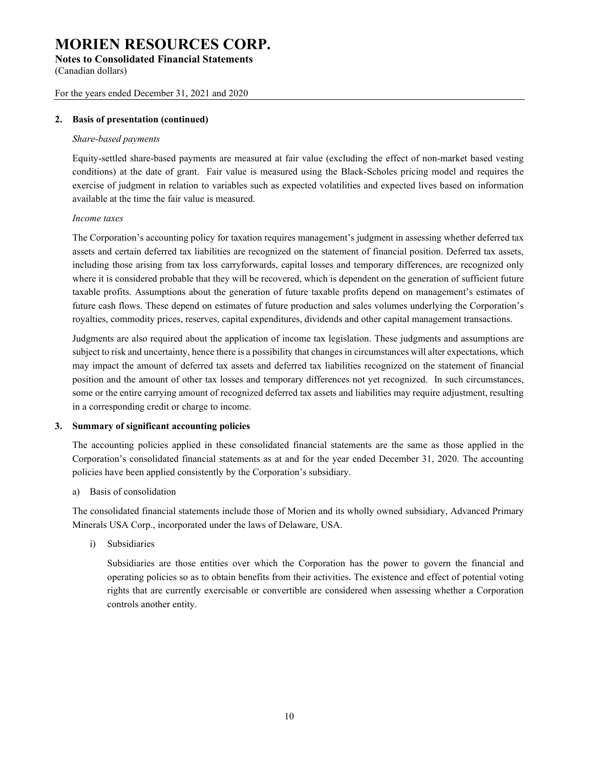## 2. Basis of presentation (continued)

*Share-based payments*

Equity-settled share-based payments are measured at fair value (excluding the effect of non-market based vesting conditions) at the date of grant. Fair value is measured using the Black-Scholes pricing model and requires the exercise of judgment in relation to variables such as expected volatilities and expected lives based on information available at the time the fair value is measured.

*Income taxes*

The Corporation's accounting policy for taxation requires management's judgment in assessing whether deferred tax assets and certain deferred tax liabilities are recognized on the statement of financial position. Deferred tax assets, including those arising from tax loss carryforwards, capital losses and temporary differences, are recognized only where it is considered probable that they will be recovered, which is dependent on the generation of sufficient future taxable profits. Assumptions about the generation of future taxable profits depend on management's estimates of future cash flows. These depend on estimates of future production and sales volumes underlying the Corporation's royalties, commodity prices, reserves, capital expenditures, dividends and other capital management transactions.

Judgments are also required about the application of income tax legislation. These judgments and assumptions are subject to risk and uncertainty, hence there is a possibility that changes in circumstances will alter expectations, which may impact the amount of deferred tax assets and deferred tax liabilities recognized on the statement of financial position and the amount of other tax losses and temporary differences not yet recognized. In such circumstances, some or the entire carrying amount of recognized deferred tax assets and liabilities may require adjustment, resulting in a corresponding credit or charge to income.

## 3. Summary of significant accounting policies

The accounting policies applied in these consolidated financial statements are the same as those applied in the Corporation's consolidated financial statements as at and for the year ended December 31, 2020. The accounting policies have been applied consistently by the Corporation's subsidiary.

a) Basis of consolidation

The consolidated financial statements include those of Morien and its wholly owned subsidiary, Advanced Primary Minerals USA Corp., incorporated under the laws of Delaware, USA.

i) Subsidiaries

Subsidiaries are those entities over which the Corporation has the power to govern the financial and operating policies so as to obtain benefits from their activities. The existence and effect of potential voting rights that are currently exercisable or convertible are considered when assessing whether a Corporation controls another entity.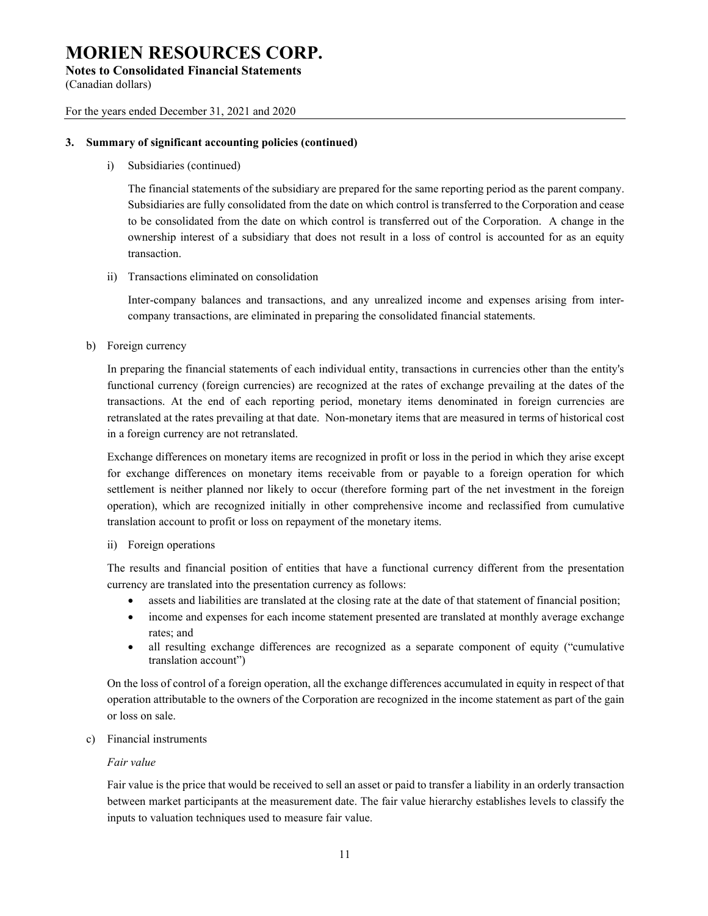### 3. Summary of significant accounting policies (continued)

i) Subsidiaries (continued)

The financial statements of the subsidiary are prepared for the same reporting period as the parent company. Subsidiaries are fully consolidated from the date on which control is transferred to the Corporation and cease to be consolidated from the date on which control is transferred out of the Corporation. A change in the ownership interest of a subsidiary that does not result in a loss of control is accounted for as an equity transaction.

ii) Transactions eliminated on consolidation

Inter-company balances and transactions, and any unrealized income and expenses arising from inter-company transactions, are eliminated in preparing the consolidated financial statements.

b) Foreign currency

In preparing the financial statements of each individual entity, transactions in currencies other than the entity's functional currency (foreign currencies) are recognized at the rates of exchange prevailing at the dates of the transactions. At the end of each reporting period, monetary items denominated in foreign currencies are retranslated at the rates prevailing at that date. Non-monetary items that are measured in terms of historical cost in a foreign currency are not retranslated.

Exchange differences on monetary items are recognized in profit or loss in the period in which they arise except for exchange differences on monetary items receivable from or payable to a foreign operation for which settlement is neither planned nor likely to occur (therefore forming part of the net investment in the foreign operation), which are recognized initially in other comprehensive income and reclassified from cumulative translation account to profit or loss on repayment of the monetary items.

ii) Foreign operations

The results and financial position of entities that have a functional currency different from the presentation currency are translated into the presentation currency as follows:

- assets and liabilities are translated at the closing rate at the date of that statement of financial position;
- income and expenses for each income statement presented are translated at monthly average exchange rates; and
- all resulting exchange differences are recognized as a separate component of equity ("cumulative translation account")

On the loss of control of a foreign operation, all the exchange differences accumulated in equity in respect of that operation attributable to the owners of the Corporation are recognized in the income statement as part of the gain or loss on sale.

c) Financial instruments

*Fair value*

Fair value is the price that would be received to sell an asset or paid to transfer a liability in an orderly transaction between market participants at the measurement date. The fair value hierarchy establishes levels to classify the inputs to valuation techniques used to measure fair value.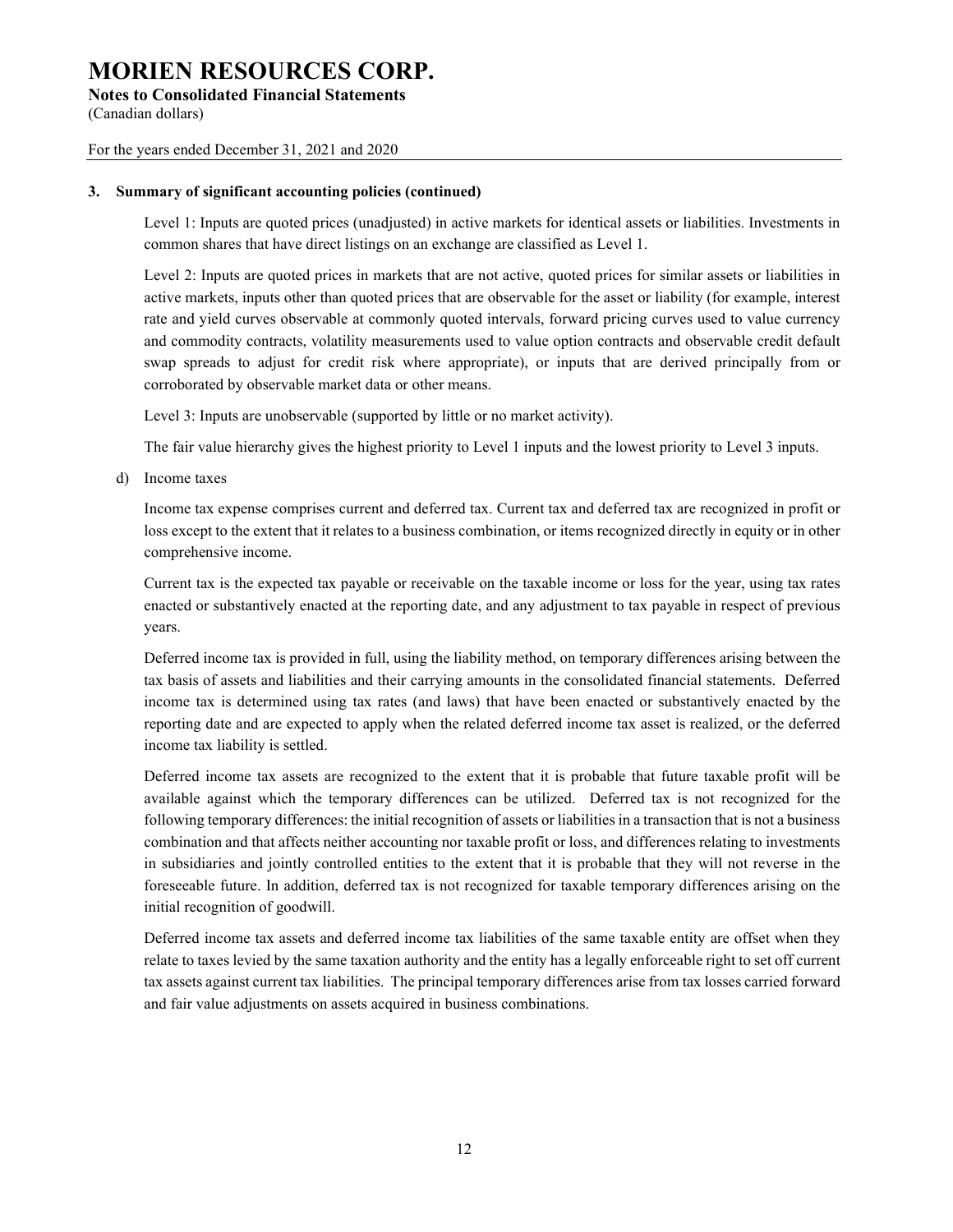### 3. Summary of significant accounting policies (continued)

Level 1: Inputs are quoted prices (unadjusted) in active markets for identical assets or liabilities. Investments in common shares that have direct listings on an exchange are classified as Level 1.

Level 2: Inputs are quoted prices in markets that are not active, quoted prices for similar assets or liabilities in active markets, inputs other than quoted prices that are observable for the asset or liability (for example, interest rate and yield curves observable at commonly quoted intervals, forward pricing curves used to value currency and commodity contracts, volatility measurements used to value option contracts and observable credit default swap spreads to adjust for credit risk where appropriate), or inputs that are derived principally from or corroborated by observable market data or other means.

Level 3: Inputs are unobservable (supported by little or no market activity).

The fair value hierarchy gives the highest priority to Level 1 inputs and the lowest priority to Level 3 inputs.

d) Income taxes

Income tax expense comprises current and deferred tax. Current tax and deferred tax are recognized in profit or loss except to the extent that it relates to a business combination, or items recognized directly in equity or in other comprehensive income.

Current tax is the expected tax payable or receivable on the taxable income or loss for the year, using tax rates enacted or substantively enacted at the reporting date, and any adjustment to tax payable in respect of previous years.

Deferred income tax is provided in full, using the liability method, on temporary differences arising between the tax basis of assets and liabilities and their carrying amounts in the consolidated financial statements. Deferred income tax is determined using tax rates (and laws) that have been enacted or substantively enacted by the reporting date and are expected to apply when the related deferred income tax asset is realized, or the deferred income tax liability is settled.

Deferred income tax assets are recognized to the extent that it is probable that future taxable profit will be available against which the temporary differences can be utilized. Deferred tax is not recognized for the following temporary differences: the initial recognition of assets or liabilities in a transaction that is not a business combination and that affects neither accounting nor taxable profit or loss, and differences relating to investments in subsidiaries and jointly controlled entities to the extent that it is probable that they will not reverse in the foreseeable future. In addition, deferred tax is not recognized for taxable temporary differences arising on the initial recognition of goodwill.

Deferred income tax assets and deferred income tax liabilities of the same taxable entity are offset when they relate to taxes levied by the same taxation authority and the entity has a legally enforceable right to set off current tax assets against current tax liabilities. The principal temporary differences arise from tax losses carried forward and fair value adjustments on assets acquired in business combinations.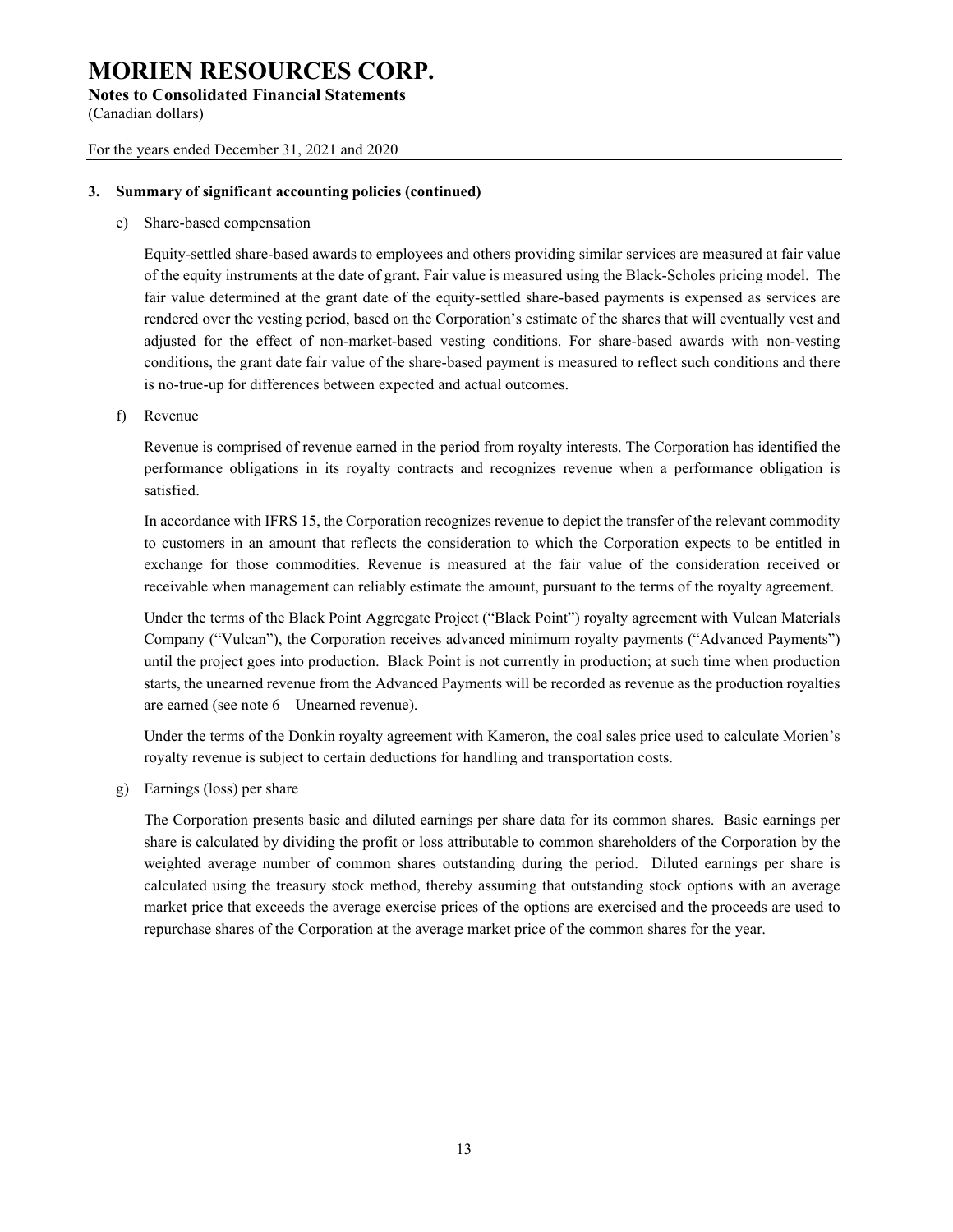### 3. Summary of significant accounting policies (continued)

e) Share-based compensation

Equity-settled share-based awards to employees and others providing similar services are measured at fair value of the equity instruments at the date of grant. Fair value is measured using the Black-Scholes pricing model. The fair value determined at the grant date of the equity-settled share-based payments is expensed as services are rendered over the vesting period, based on the Corporation's estimate of the shares that will eventually vest and adjusted for the effect of non-market-based vesting conditions. For share-based awards with non-vesting conditions, the grant date fair value of the share-based payment is measured to reflect such conditions and there is no-true-up for differences between expected and actual outcomes.

f) Revenue

Revenue is comprised of revenue earned in the period from royalty interests. The Corporation has identified the performance obligations in its royalty contracts and recognizes revenue when a performance obligation is satisfied.

In accordance with IFRS 15, the Corporation recognizes revenue to depict the transfer of the relevant commodity to customers in an amount that reflects the consideration to which the Corporation expects to be entitled in exchange for those commodities. Revenue is measured at the fair value of the consideration received or receivable when management can reliably estimate the amount, pursuant to the terms of the royalty agreement.

Under the terms of the Black Point Aggregate Project ("Black Point") royalty agreement with Vulcan Materials Company ("Vulcan"), the Corporation receives advanced minimum royalty payments ("Advanced Payments") until the project goes into production. Black Point is not currently in production; at such time when production starts, the unearned revenue from the Advanced Payments will be recorded as revenue as the production royalties are earned (see note 6 – Unearned revenue).

Under the terms of the Donkin royalty agreement with Kameron, the coal sales price used to calculate Morien's royalty revenue is subject to certain deductions for handling and transportation costs.

g) Earnings (loss) per share

The Corporation presents basic and diluted earnings per share data for its common shares. Basic earnings per share is calculated by dividing the profit or loss attributable to common shareholders of the Corporation by the weighted average number of common shares outstanding during the period. Diluted earnings per share is calculated using the treasury stock method, thereby assuming that outstanding stock options with an average market price that exceeds the average exercise prices of the options are exercised and the proceeds are used to repurchase shares of the Corporation at the average market price of the common shares for the year.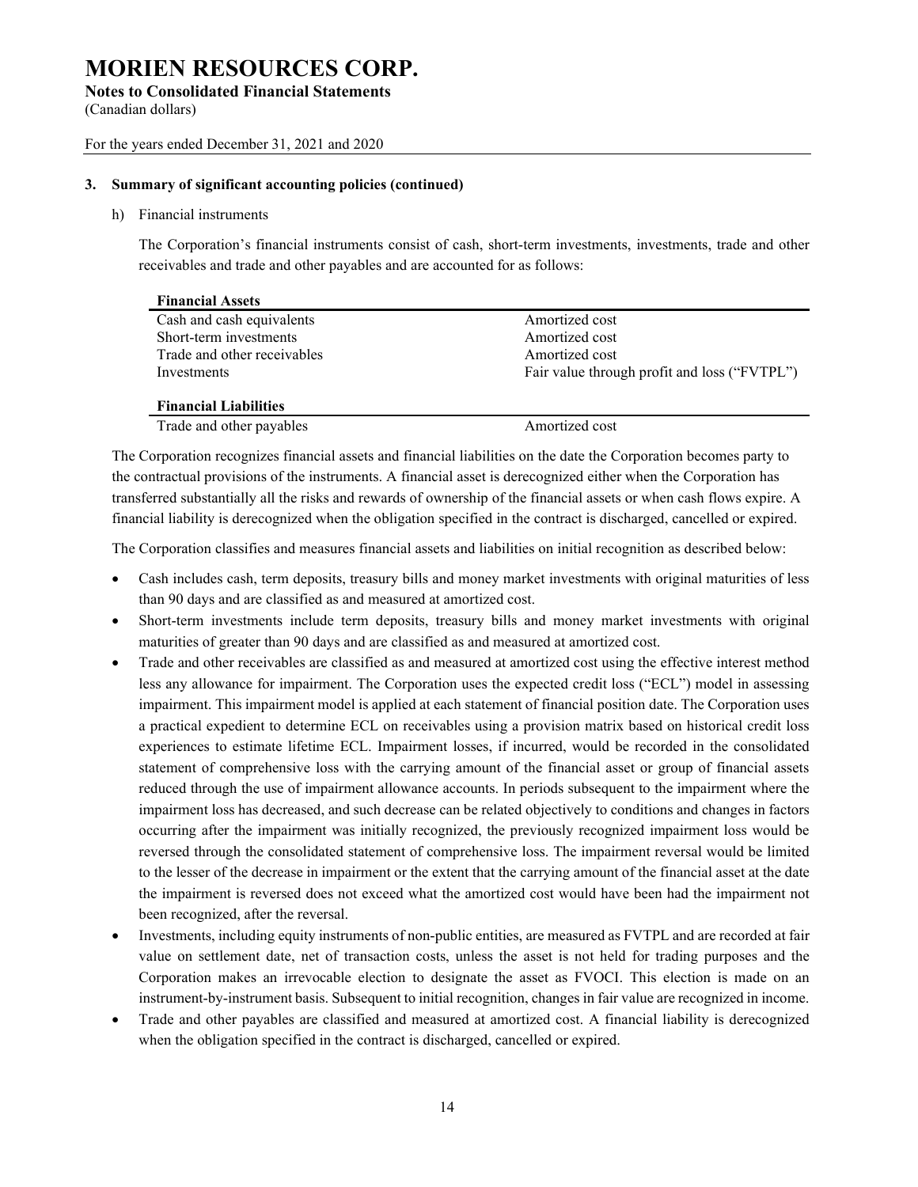# MORIEN RESOURCES CORP.

**Notes to Consolidated Financial Statements**
(Canadian dollars)

For the years ended December 31, 2021 and 2020

**3. Summary of significant accounting policies (continued)**

h) Financial instruments

The Corporation's financial instruments consist of cash, short-term investments, investments, trade and other receivables and trade and other payables and are accounted for as follows:

| **Financial Assets** | |
|---|---|
| Cash and cash equivalents | Amortized cost |
| Short-term investments | Amortized cost |
| Trade and other receivables | Amortized cost |
| Investments | Fair value through profit and loss ("FVTPL") |
| **Financial Liabilities** | |
| Trade and other payables | Amortized cost |

The Corporation recognizes financial assets and financial liabilities on the date the Corporation becomes party to the contractual provisions of the instruments. A financial asset is derecognized either when the Corporation has transferred substantially all the risks and rewards of ownership of the financial assets or when cash flows expire. A financial liability is derecognized when the obligation specified in the contract is discharged, cancelled or expired.

The Corporation classifies and measures financial assets and liabilities on initial recognition as described below:

- Cash includes cash, term deposits, treasury bills and money market investments with original maturities of less than 90 days and are classified as and measured at amortized cost.
- Short-term investments include term deposits, treasury bills and money market investments with original maturities of greater than 90 days and are classified as and measured at amortized cost.
- Trade and other receivables are classified as and measured at amortized cost using the effective interest method less any allowance for impairment. The Corporation uses the expected credit loss ("ECL") model in assessing impairment. This impairment model is applied at each statement of financial position date. The Corporation uses a practical expedient to determine ECL on receivables using a provision matrix based on historical credit loss experiences to estimate lifetime ECL. Impairment losses, if incurred, would be recorded in the consolidated statement of comprehensive loss with the carrying amount of the financial asset or group of financial assets reduced through the use of impairment allowance accounts. In periods subsequent to the impairment where the impairment loss has decreased, and such decrease can be related objectively to conditions and changes in factors occurring after the impairment was initially recognized, the previously recognized impairment loss would be reversed through the consolidated statement of comprehensive loss. The impairment reversal would be limited to the lesser of the decrease in impairment or the extent that the carrying amount of the financial asset at the date the impairment is reversed does not exceed what the amortized cost would have been had the impairment not been recognized, after the reversal.
- Investments, including equity instruments of non-public entities, are measured as FVTPL and are recorded at fair value on settlement date, net of transaction costs, unless the asset is not held for trading purposes and the Corporation makes an irrevocable election to designate the asset as FVOCI. This election is made on an instrument-by-instrument basis. Subsequent to initial recognition, changes in fair value are recognized in income.
- Trade and other payables are classified and measured at amortized cost. A financial liability is derecognized when the obligation specified in the contract is discharged, cancelled or expired.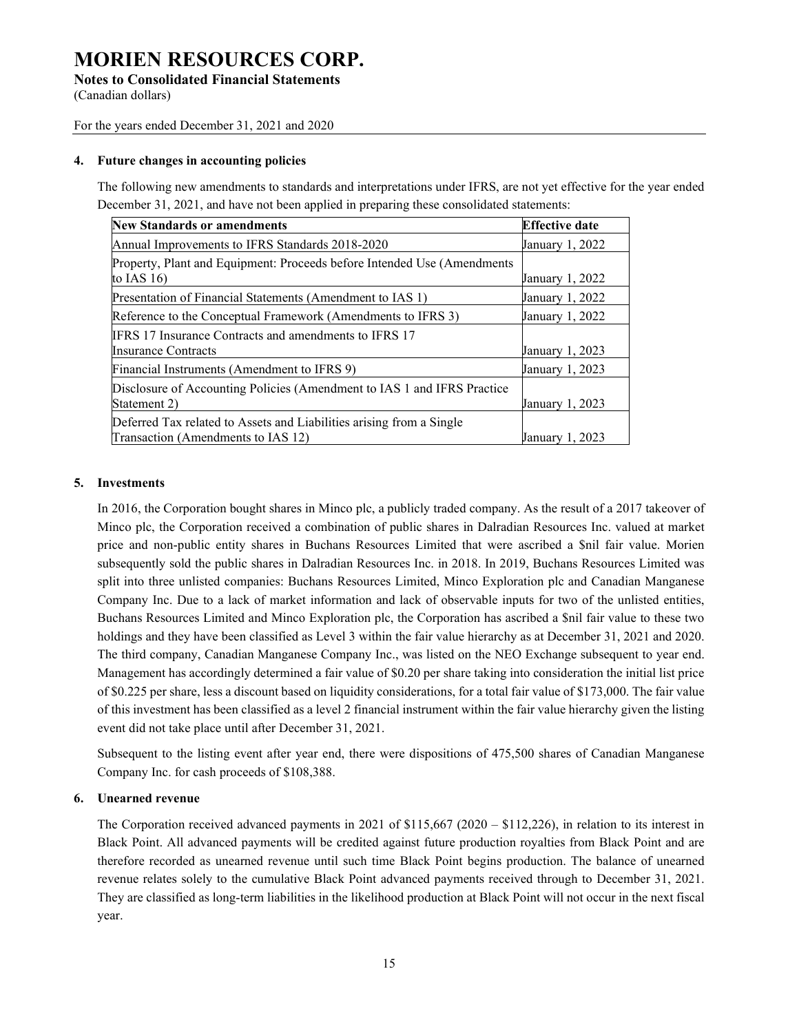# MORIEN RESOURCES CORP.

**Notes to Consolidated Financial Statements**

(Canadian dollars)

For the years ended December 31, 2021 and 2020

**4. Future changes in accounting policies**

The following new amendments to standards and interpretations under IFRS, are not yet effective for the year ended December 31, 2021, and have not been applied in preparing these consolidated statements:

| New Standards or amendments | Effective date |
|---|---|
| Annual Improvements to IFRS Standards 2018-2020 | January 1, 2022 |
| Property, Plant and Equipment: Proceeds before Intended Use (Amendments to IAS 16) | January 1, 2022 |
| Presentation of Financial Statements (Amendment to IAS 1) | January 1, 2022 |
| Reference to the Conceptual Framework (Amendments to IFRS 3) | January 1, 2022 |
| IFRS 17 Insurance Contracts and amendments to IFRS 17 Insurance Contracts | January 1, 2023 |
| Financial Instruments (Amendment to IFRS 9) | January 1, 2023 |
| Disclosure of Accounting Policies (Amendment to IAS 1 and IFRS Practice Statement 2) | January 1, 2023 |
| Deferred Tax related to Assets and Liabilities arising from a Single Transaction (Amendments to IAS 12) | January 1, 2023 |

**5. Investments**

In 2016, the Corporation bought shares in Minco plc, a publicly traded company. As the result of a 2017 takeover of Minco plc, the Corporation received a combination of public shares in Dalradian Resources Inc. valued at market price and non-public entity shares in Buchans Resources Limited that were ascribed a $nil fair value. Morien subsequently sold the public shares in Dalradian Resources Inc. in 2018. In 2019, Buchans Resources Limited was split into three unlisted companies: Buchans Resources Limited, Minco Exploration plc and Canadian Manganese Company Inc. Due to a lack of market information and lack of observable inputs for two of the unlisted entities, Buchans Resources Limited and Minco Exploration plc, the Corporation has ascribed a $nil fair value to these two holdings and they have been classified as Level 3 within the fair value hierarchy as at December 31, 2021 and 2020. The third company, Canadian Manganese Company Inc., was listed on the NEO Exchange subsequent to year end. Management has accordingly determined a fair value of $0.20 per share taking into consideration the initial list price of $0.225 per share, less a discount based on liquidity considerations, for a total fair value of $173,000. The fair value of this investment has been classified as a level 2 financial instrument within the fair value hierarchy given the listing event did not take place until after December 31, 2021.

Subsequent to the listing event after year end, there were dispositions of 475,500 shares of Canadian Manganese Company Inc. for cash proceeds of $108,388.

**6. Unearned revenue**

The Corporation received advanced payments in 2021 of $115,667 (2020 – $112,226), in relation to its interest in Black Point. All advanced payments will be credited against future production royalties from Black Point and are therefore recorded as unearned revenue until such time Black Point begins production. The balance of unearned revenue relates solely to the cumulative Black Point advanced payments received through to December 31, 2021. They are classified as long-term liabilities in the likelihood production at Black Point will not occur in the next fiscal year.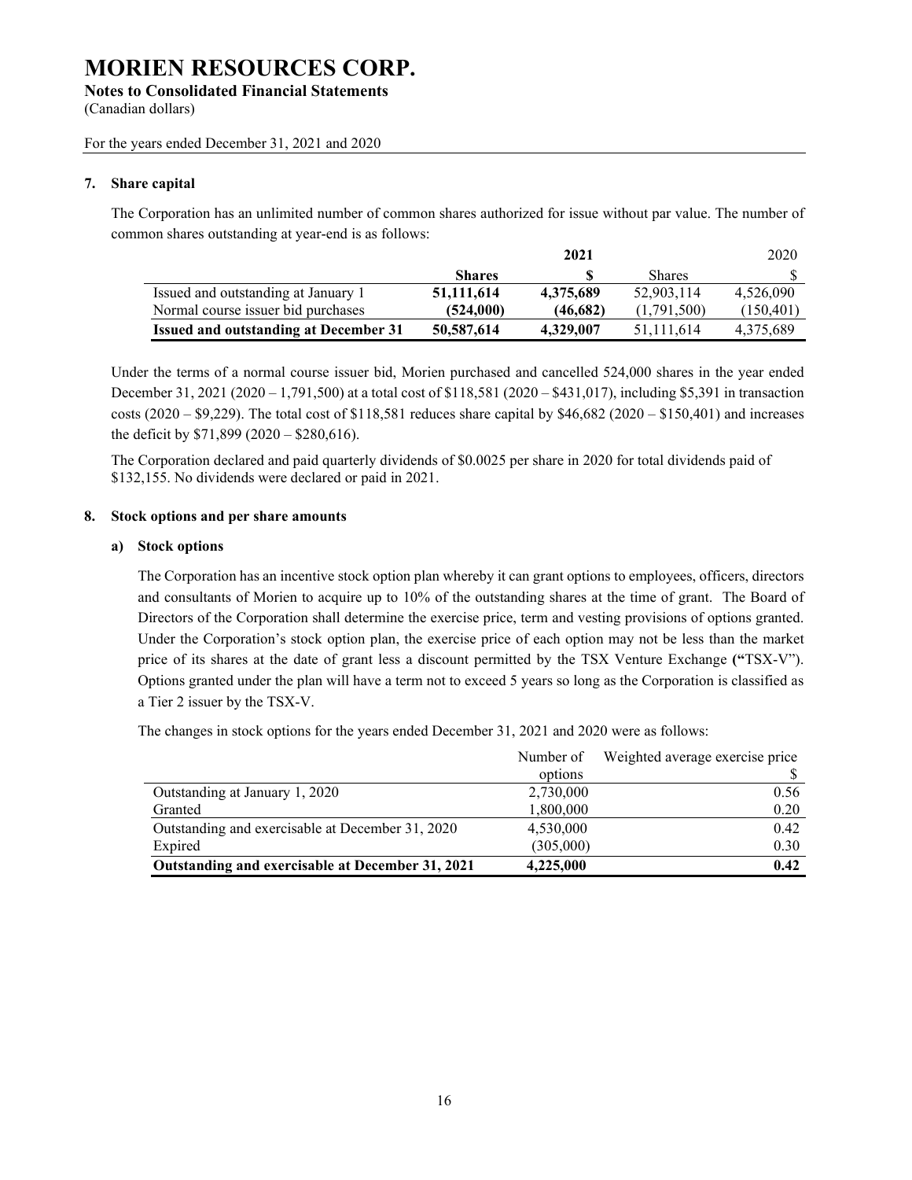# MORIEN RESOURCES CORP.

**Notes to Consolidated Financial Statements**
(Canadian dollars)

For the years ended December 31, 2021 and 2020

### 7. Share capital

The Corporation has an unlimited number of common shares authorized for issue without par value. The number of common shares outstanding at year-end is as follows:

| | **2021** | | | 2020 |
|---|---|---|---|---|
| | **Shares** | **$** | Shares | $ |
| Issued and outstanding at January 1 | **51,111,614** | **4,375,689** | 52,903,114 | 4,526,090 |
| Normal course issuer bid purchases | **(524,000)** | **(46,682)** | (1,791,500) | (150,401) |
| **Issued and outstanding at December 31** | **50,587,614** | **4,329,007** | 51,111,614 | 4,375,689 |

Under the terms of a normal course issuer bid, Morien purchased and cancelled 524,000 shares in the year ended December 31, 2021 (2020 – 1,791,500) at a total cost of $118,581 (2020 – $431,017), including $5,391 in transaction costs (2020 – $9,229). The total cost of $118,581 reduces share capital by $46,682 (2020 – $150,401) and increases the deficit by $71,899 (2020 – $280,616).

The Corporation declared and paid quarterly dividends of $0.0025 per share in 2020 for total dividends paid of $132,155. No dividends were declared or paid in 2021.

### 8. Stock options and per share amounts

#### a) Stock options

The Corporation has an incentive stock option plan whereby it can grant options to employees, officers, directors and consultants of Morien to acquire up to 10% of the outstanding shares at the time of grant. The Board of Directors of the Corporation shall determine the exercise price, term and vesting provisions of options granted. Under the Corporation's stock option plan, the exercise price of each option may not be less than the market price of its shares at the date of grant less a discount permitted by the TSX Venture Exchange **("**TSX-V"). Options granted under the plan will have a term not to exceed 5 years so long as the Corporation is classified as a Tier 2 issuer by the TSX-V.

The changes in stock options for the years ended December 31, 2021 and 2020 were as follows:

| | Number of options | Weighted average exercise price $ |
|---|---|---|
| Outstanding at January 1, 2020 | 2,730,000 | 0.56 |
| Granted | 1,800,000 | 0.20 |
| Outstanding and exercisable at December 31, 2020 | 4,530,000 | 0.42 |
| Expired | (305,000) | 0.30 |
| **Outstanding and exercisable at December 31, 2021** | **4,225,000** | **0.42** |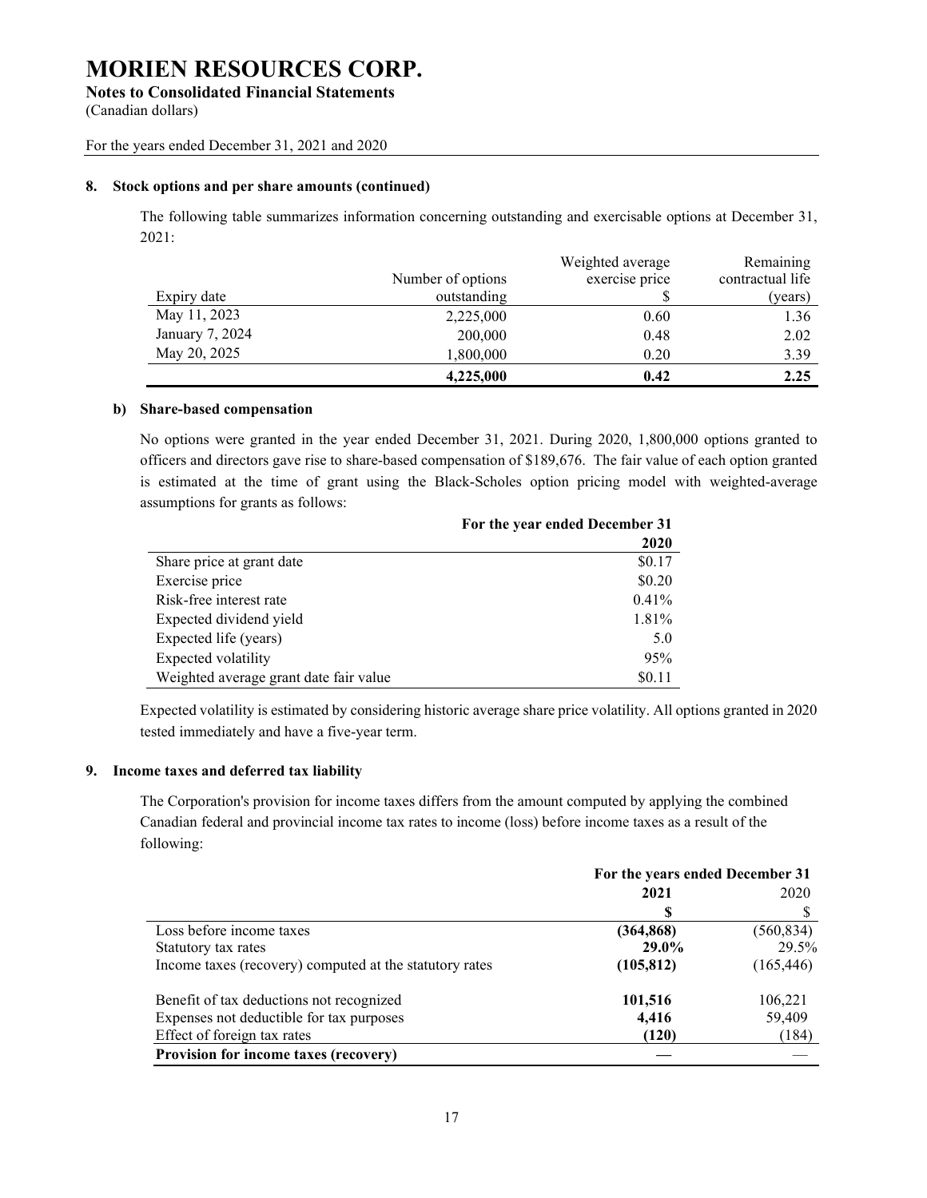# MORIEN RESOURCES CORP.

**Notes to Consolidated Financial Statements**
(Canadian dollars)

For the years ended December 31, 2021 and 2020

**8. Stock options and per share amounts (continued)**

The following table summarizes information concerning outstanding and exercisable options at December 31, 2021:

| Expiry date | Number of options outstanding | Weighted average exercise price $ | Remaining contractual life (years) |
|---|---|---|---|
| May 11, 2023 | 2,225,000 | 0.60 | 1.36 |
| January 7, 2024 | 200,000 | 0.48 | 2.02 |
| May 20, 2025 | 1,800,000 | 0.20 | 3.39 |
| | **4,225,000** | **0.42** | **2.25** |

**b) Share-based compensation**

No options were granted in the year ended December 31, 2021. During 2020, 1,800,000 options granted to officers and directors gave rise to share-based compensation of $189,676. The fair value of each option granted is estimated at the time of grant using the Black-Scholes option pricing model with weighted-average assumptions for grants as follows:

| | For the year ended December 31 |
|---|---|
| | **2020** |
| Share price at grant date | $0.17 |
| Exercise price | $0.20 |
| Risk-free interest rate | 0.41% |
| Expected dividend yield | 1.81% |
| Expected life (years) | 5.0 |
| Expected volatility | 95% |
| Weighted average grant date fair value | $0.11 |

Expected volatility is estimated by considering historic average share price volatility. All options granted in 2020 tested immediately and have a five-year term.

**9. Income taxes and deferred tax liability**

The Corporation's provision for income taxes differs from the amount computed by applying the combined Canadian federal and provincial income tax rates to income (loss) before income taxes as a result of the following:

| | For the years ended December 31 | |
|---|---|---|
| | **2021** | 2020 |
| | **$** | $ |
| Loss before income taxes | **(364,868)** | (560,834) |
| Statutory tax rates | **29.0%** | 29.5% |
| Income taxes (recovery) computed at the statutory rates | **(105,812)** | (165,446) |
| Benefit of tax deductions not recognized | **101,516** | 106,221 |
| Expenses not deductible for tax purposes | **4,416** | 59,409 |
| Effect of foreign tax rates | **(120)** | (184) |
| **Provision for income taxes (recovery)** | **—** | — |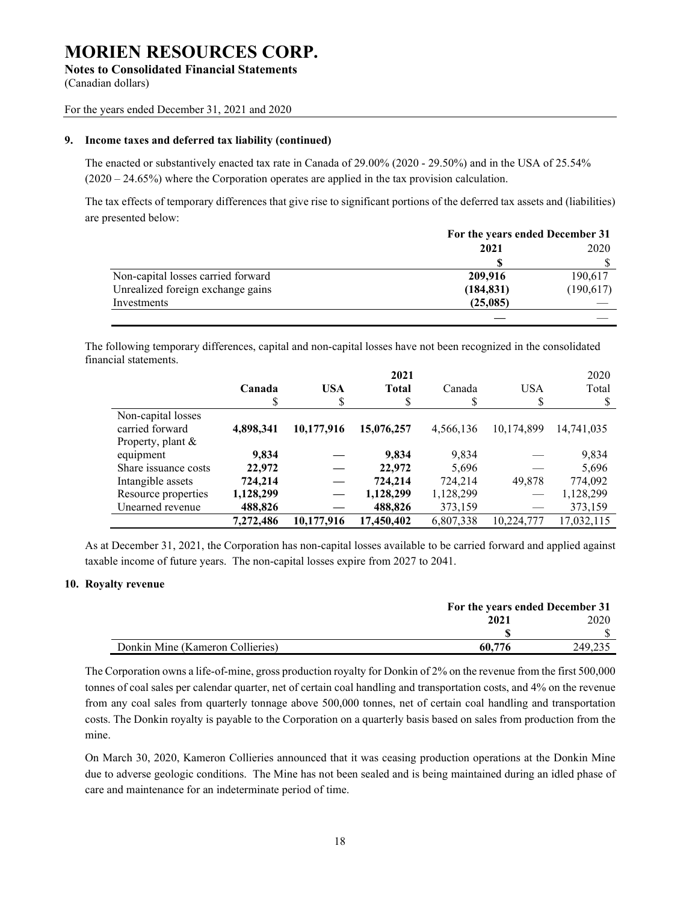# MORIEN RESOURCES CORP.

**Notes to Consolidated Financial Statements**

(Canadian dollars)

For the years ended December 31, 2021 and 2020

**9. Income taxes and deferred tax liability (continued)**

The enacted or substantively enacted tax rate in Canada of 29.00% (2020 - 29.50%) and in the USA of 25.54% (2020 – 24.65%) where the Corporation operates are applied in the tax provision calculation.

The tax effects of temporary differences that give rise to significant portions of the deferred tax assets and (liabilities) are presented below:

| | For the years ended December 31 | |
|---|---|---|
| | **2021** | 2020 |
| | **$** | $ |
| Non-capital losses carried forward | **209,916** | 190,617 |
| Unrealized foreign exchange gains | **(184,831)** | (190,617) |
| Investments | **(25,085)** | — |
| | **—** | — |

The following temporary differences, capital and non-capital losses have not been recognized in the consolidated financial statements.

| | | | **2021** | | | 2020 |
|---|---|---|---|---|---|---|
| | **Canada** | **USA** | **Total** | Canada | USA | Total |
| | $ | $ | $ | $ | $ | $ |
| Non-capital losses carried forward | **4,898,341** | **10,177,916** | **15,076,257** | 4,566,136 | 10,174,899 | 14,741,035 |
| Property, plant & equipment | **9,834** | **—** | **9,834** | 9,834 | — | 9,834 |
| Share issuance costs | **22,972** | **—** | **22,972** | 5,696 | — | 5,696 |
| Intangible assets | **724,214** | **—** | **724,214** | 724,214 | 49,878 | 774,092 |
| Resource properties | **1,128,299** | **—** | **1,128,299** | 1,128,299 | — | 1,128,299 |
| Unearned revenue | **488,826** | **—** | **488,826** | 373,159 | — | 373,159 |
| | **7,272,486** | **10,177,916** | **17,450,402** | 6,807,338 | 10,224,777 | 17,032,115 |

As at December 31, 2021, the Corporation has non-capital losses available to be carried forward and applied against taxable income of future years. The non-capital losses expire from 2027 to 2041.

**10. Royalty revenue**

| | For the years ended December 31 | |
|---|---|---|
| | **2021** | 2020 |
| | **$** | $ |
| Donkin Mine (Kameron Collieries) | **60,776** | 249,235 |

The Corporation owns a life-of-mine, gross production royalty for Donkin of 2% on the revenue from the first 500,000 tonnes of coal sales per calendar quarter, net of certain coal handling and transportation costs, and 4% on the revenue from any coal sales from quarterly tonnage above 500,000 tonnes, net of certain coal handling and transportation costs. The Donkin royalty is payable to the Corporation on a quarterly basis based on sales from production from the mine.

On March 30, 2020, Kameron Collieries announced that it was ceasing production operations at the Donkin Mine due to adverse geologic conditions. The Mine has not been sealed and is being maintained during an idled phase of care and maintenance for an indeterminate period of time.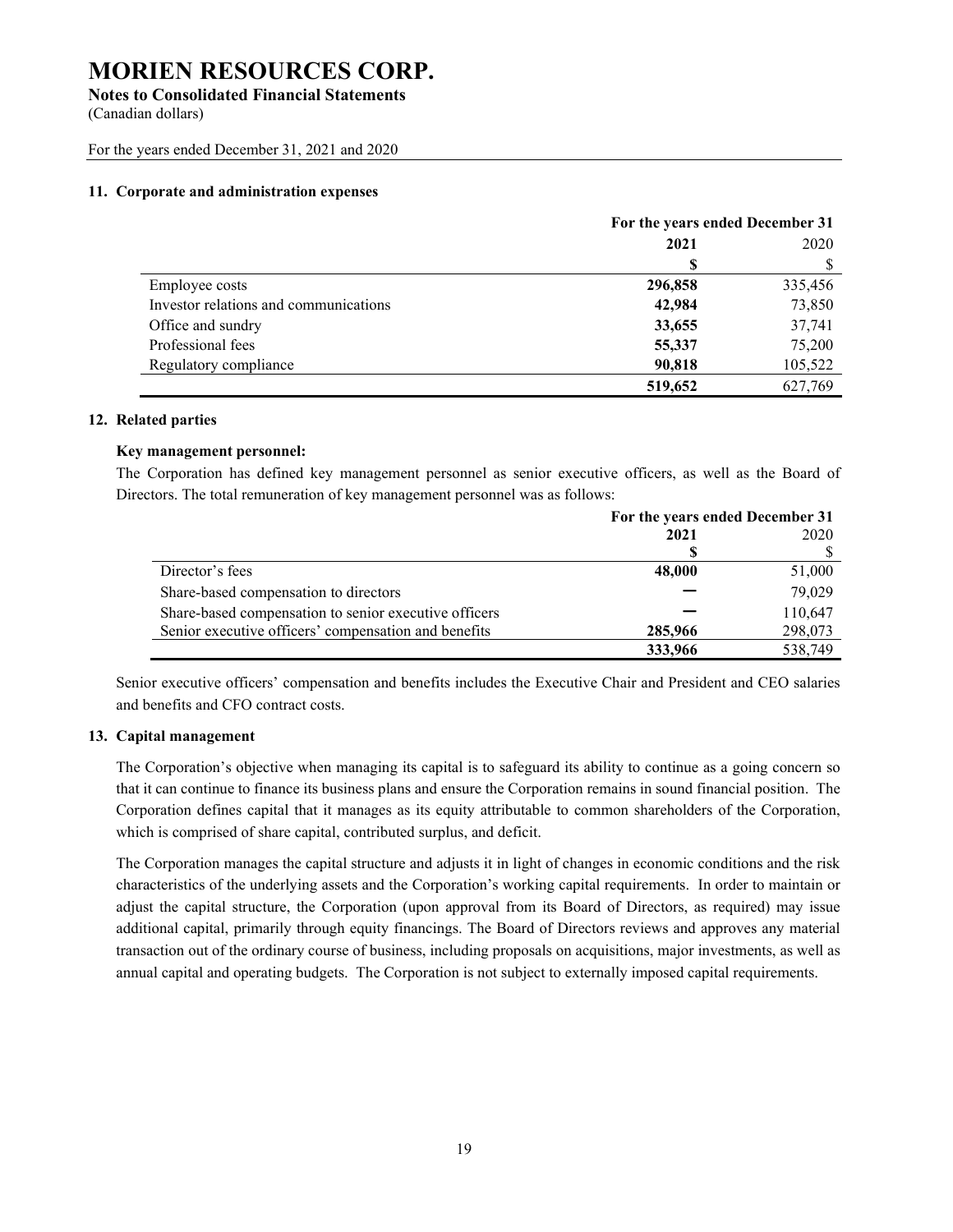# MORIEN RESOURCES CORP.

**Notes to Consolidated Financial Statements**

(Canadian dollars)

For the years ended December 31, 2021 and 2020

### 11. Corporate and administration expenses

| | For the years ended December 31 | |
|---|---|---|
| | **2021** | 2020 |
| | **$** | $ |
| Employee costs | **296,858** | 335,456 |
| Investor relations and communications | **42,984** | 73,850 |
| Office and sundry | **33,655** | 37,741 |
| Professional fees | **55,337** | 75,200 |
| Regulatory compliance | **90,818** | 105,522 |
| | **519,652** | 627,769 |

### 12. Related parties

**Key management personnel:**

The Corporation has defined key management personnel as senior executive officers, as well as the Board of Directors. The total remuneration of key management personnel was as follows:

| | For the years ended December 31 | |
|---|---|---|
| | **2021** | 2020 |
| | **$** | $ |
| Director's fees | **48,000** | 51,000 |
| Share-based compensation to directors | **–** | 79,029 |
| Share-based compensation to senior executive officers | **–** | 110,647 |
| Senior executive officers' compensation and benefits | **285,966** | 298,073 |
| | **333,966** | 538,749 |

Senior executive officers' compensation and benefits includes the Executive Chair and President and CEO salaries and benefits and CFO contract costs.

### 13. Capital management

The Corporation's objective when managing its capital is to safeguard its ability to continue as a going concern so that it can continue to finance its business plans and ensure the Corporation remains in sound financial position. The Corporation defines capital that it manages as its equity attributable to common shareholders of the Corporation, which is comprised of share capital, contributed surplus, and deficit.

The Corporation manages the capital structure and adjusts it in light of changes in economic conditions and the risk characteristics of the underlying assets and the Corporation's working capital requirements. In order to maintain or adjust the capital structure, the Corporation (upon approval from its Board of Directors, as required) may issue additional capital, primarily through equity financings. The Board of Directors reviews and approves any material transaction out of the ordinary course of business, including proposals on acquisitions, major investments, as well as annual capital and operating budgets. The Corporation is not subject to externally imposed capital requirements.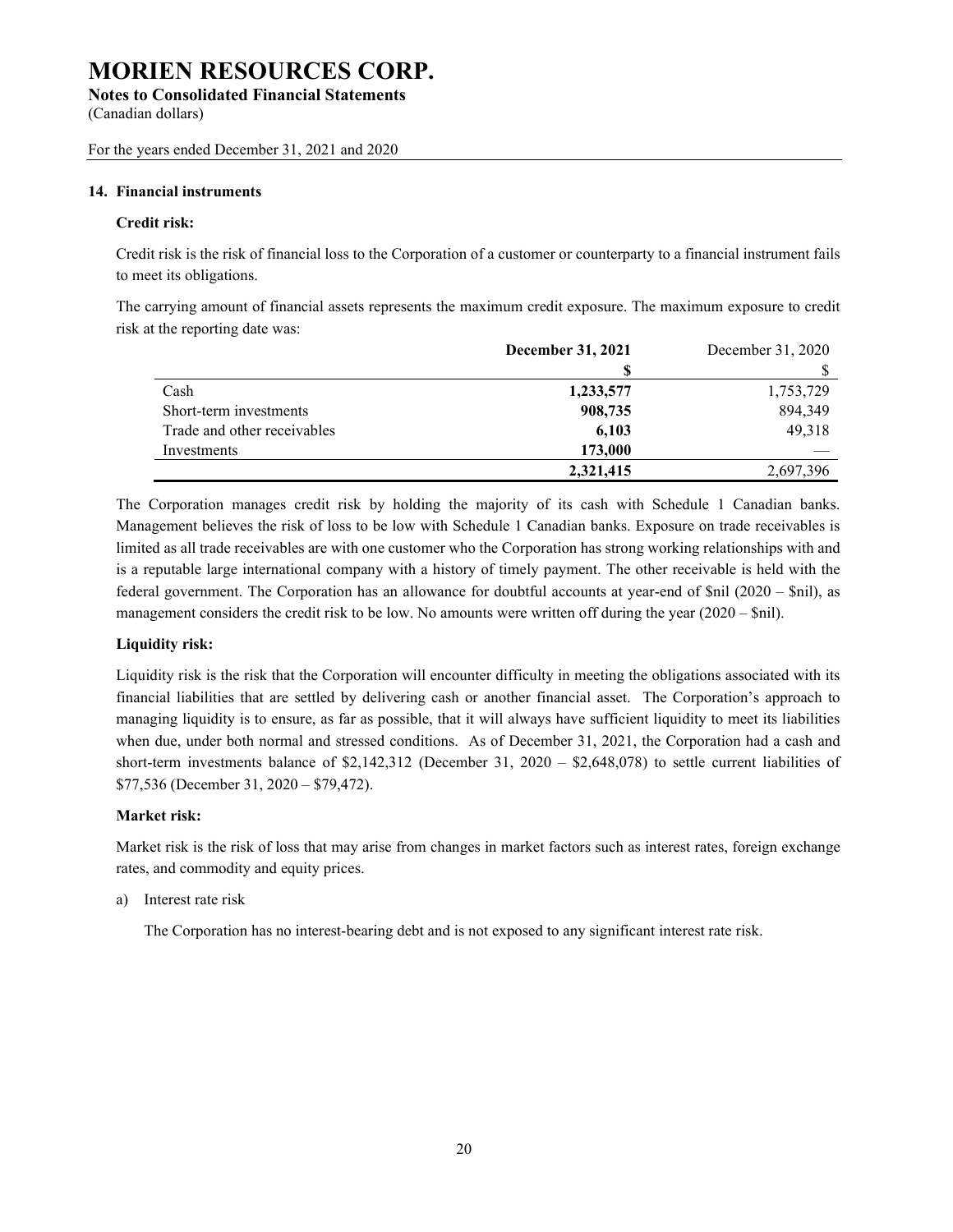## 14. Financial instruments

### Credit risk:

Credit risk is the risk of financial loss to the Corporation of a customer or counterparty to a financial instrument fails to meet its obligations.

The carrying amount of financial assets represents the maximum credit exposure. The maximum exposure to credit risk at the reporting date was:

| | **December 31, 2021** | December 31, 2020 |
|---|---|---|
| | **$** | $ |
| Cash | **1,233,577** | 1,753,729 |
| Short-term investments | **908,735** | 894,349 |
| Trade and other receivables | **6,103** | 49,318 |
| Investments | **173,000** | — |
| | **2,321,415** | 2,697,396 |

The Corporation manages credit risk by holding the majority of its cash with Schedule 1 Canadian banks. Management believes the risk of loss to be low with Schedule 1 Canadian banks. Exposure on trade receivables is limited as all trade receivables are with one customer who the Corporation has strong working relationships with and is a reputable large international company with a history of timely payment. The other receivable is held with the federal government. The Corporation has an allowance for doubtful accounts at year-end of $nil (2020 – $nil), as management considers the credit risk to be low. No amounts were written off during the year (2020 – $nil).

### Liquidity risk:

Liquidity risk is the risk that the Corporation will encounter difficulty in meeting the obligations associated with its financial liabilities that are settled by delivering cash or another financial asset. The Corporation's approach to managing liquidity is to ensure, as far as possible, that it will always have sufficient liquidity to meet its liabilities when due, under both normal and stressed conditions. As of December 31, 2021, the Corporation had a cash and short-term investments balance of $2,142,312 (December 31, 2020 – $2,648,078) to settle current liabilities of $77,536 (December 31, 2020 – $79,472).

### Market risk:

Market risk is the risk of loss that may arise from changes in market factors such as interest rates, foreign exchange rates, and commodity and equity prices.

a) Interest rate risk

The Corporation has no interest-bearing debt and is not exposed to any significant interest rate risk.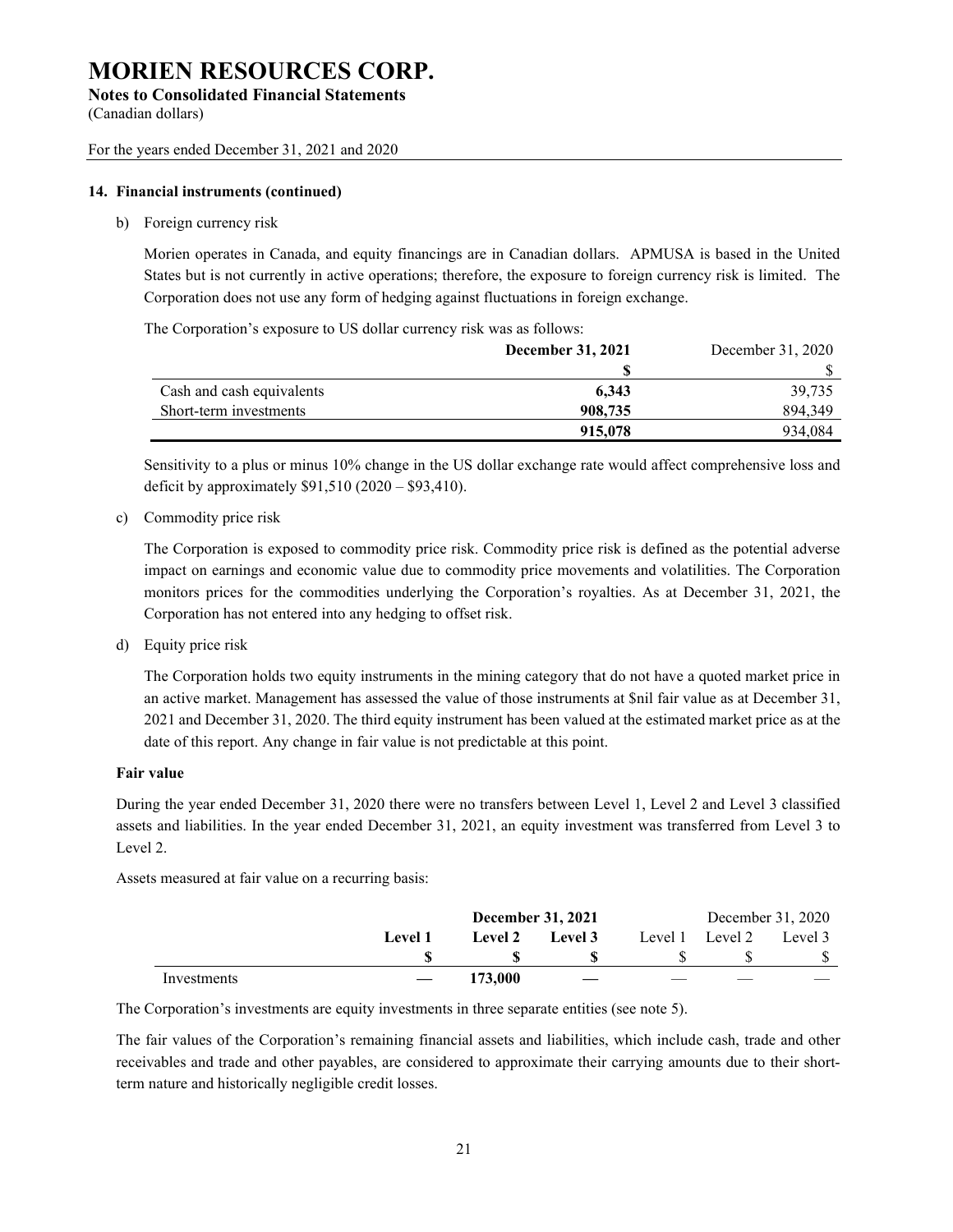# MORIEN RESOURCES CORP.

**Notes to Consolidated Financial Statements**

(Canadian dollars)

For the years ended December 31, 2021 and 2020

**14. Financial instruments (continued)**

b) Foreign currency risk

Morien operates in Canada, and equity financings are in Canadian dollars. APMUSA is based in the United States but is not currently in active operations; therefore, the exposure to foreign currency risk is limited. The Corporation does not use any form of hedging against fluctuations in foreign exchange.

The Corporation's exposure to US dollar currency risk was as follows:

| | **December 31, 2021** | December 31, 2020 |
|---|---|---|
| | **$** | $ |
| Cash and cash equivalents | **6,343** | 39,735 |
| Short-term investments | **908,735** | 894,349 |
| | **915,078** | 934,084 |

Sensitivity to a plus or minus 10% change in the US dollar exchange rate would affect comprehensive loss and deficit by approximately $91,510 (2020 – $93,410).

c) Commodity price risk

The Corporation is exposed to commodity price risk. Commodity price risk is defined as the potential adverse impact on earnings and economic value due to commodity price movements and volatilities. The Corporation monitors prices for the commodities underlying the Corporation's royalties. As at December 31, 2021, the Corporation has not entered into any hedging to offset risk.

d) Equity price risk

The Corporation holds two equity instruments in the mining category that do not have a quoted market price in an active market. Management has assessed the value of those instruments at $nil fair value as at December 31, 2021 and December 31, 2020. The third equity instrument has been valued at the estimated market price as at the date of this report. Any change in fair value is not predictable at this point.

**Fair value**

During the year ended December 31, 2020 there were no transfers between Level 1, Level 2 and Level 3 classified assets and liabilities. In the year ended December 31, 2021, an equity investment was transferred from Level 3 to Level 2.

Assets measured at fair value on a recurring basis:

| | **December 31, 2021** | | | December 31, 2020 | | |
|---|---|---|---|---|---|---|
| | **Level 1** | **Level 2** | **Level 3** | Level 1 | Level 2 | Level 3 |
| | **$** | **$** | **$** | $ | $ | $ |
| Investments | **—** | **173,000** | **—** | — | — | — |

The Corporation's investments are equity investments in three separate entities (see note 5).

The fair values of the Corporation's remaining financial assets and liabilities, which include cash, trade and other receivables and trade and other payables, are considered to approximate their carrying amounts due to their short-term nature and historically negligible credit losses.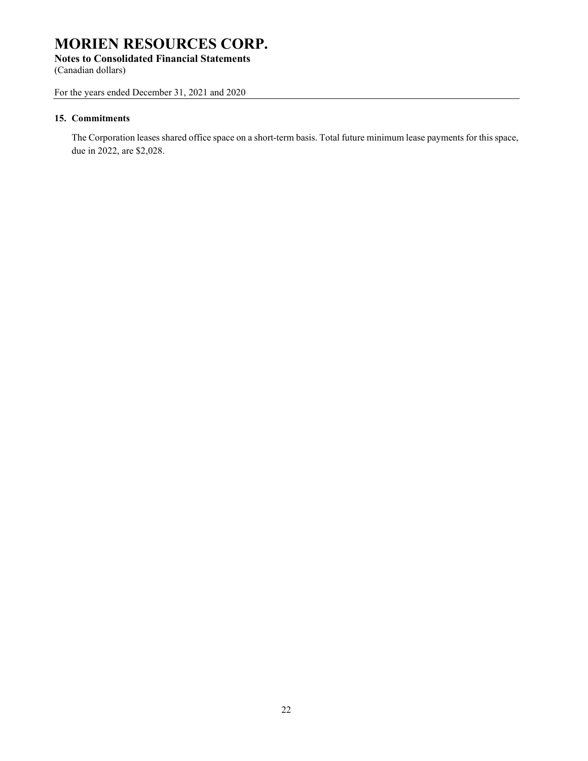## 15. Commitments

The Corporation leases shared office space on a short-term basis. Total future minimum lease payments for this space, due in 2022, are $2,028.